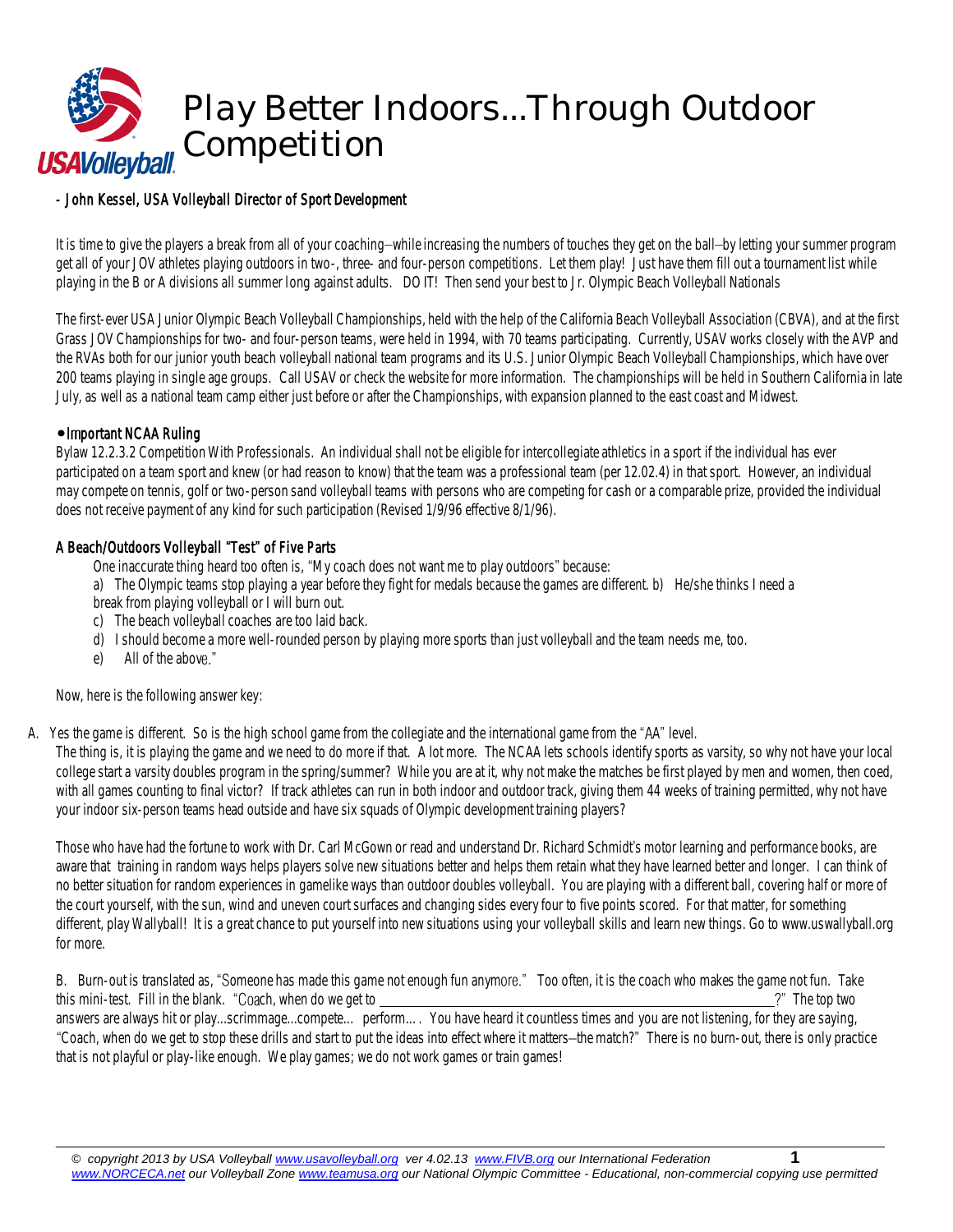# Play Better Indoors...Through Outdoor Competition

- John Kessel, USA Volleyball Director of Sport Development

It is time to give the players a break from all of your coaching—while increasing the numbers of touches they get on the ball—by letting your summer program get all of your JOV athletes playing outdoors in two-, three- and four-person competitions. Let them play! Just have them fill out a tournament list while playing in the B or A divisions all summer long against adults. DO IT! Then send your best to Jr. Olympic Beach Volleyball Nationals

The first-ever USA Junior Olympic Beach Volleyball Championships, held with the help of the California Beach Volleyball Association (CBVA), and at the first Grass JOV Championships for two- and four-person teams, were held in 1994, with 70 teams participating. Currently, USAV works closely with the AVP and the RVAs both for our junior youth beach volleyball national team programs and its U.S. Junior Olympic Beach Volleyball Championships, which have over 200 teams playing in single age groups. Call USAV or check the website for more information. The championships will be held in Southern California in late July, as well as a national team camp either just before or after the Championships, with expansion planned to the east coast and Midwest.

## • Important NCAA Ruling

Bylaw 12.2.3.2 Competition With Professionals. An individual shall not be eligible for intercollegiate athletics in a sport if the individual has ever participated on a team sport and knew (or had reason to know) that the team was a professional team (per 12.02.4) in that sport. However, an individual may compete on tennis, golf or two-person sand volleyball teams with persons who are competing for cash or a comparable prize, provided the individual does not receive payment of any kind for such participation (Revised 1/9/96 effective 8/1/96).

## A Beach/Outdoors Volleyball "Test" of Five Parts

One inaccurate thing heard too often is, "My coach does not want me to play outdoors" because:

a) The Olympic teams stop playing a year before they fight for medals because the games are different.
b) He/she thinks I need a break from playing volleyball or I will burn out.
c) The beach volleyball coaches are too laid back.
d) I should become a more well-rounded person by playing more sports than just volleyball and the team needs me, too.
e) All of the above."

Now, here is the following answer key:

A. Yes the game is different. So is the high school game from the collegiate and the international game from the "AA" level.

The thing is, it is playing the game and we need to do more if that. A lot more. The NCAA lets schools identify sports as varsity, so why not have your local college start a varsity doubles program in the spring/summer? While you are at it, why not make the matches be first played by men and women, then coed, with all games counting to final victor? If track athletes can run in both indoor and outdoor track, giving them 44 weeks of training permitted, why not have your indoor six-person teams head outside and have six squads of Olympic development training players?

Those who have had the fortune to work with Dr. Carl McGown or read and understand Dr. Richard Schmidt's motor learning and performance books, are aware that training in random ways helps players solve new situations better and helps them retain what they have learned better and longer. I can think of no better situation for random experiences in gamelike ways than outdoor doubles volleyball. You are playing with a different ball, covering half or more of the court yourself, with the sun, wind and uneven court surfaces and changing sides every four to five points scored. For that matter, for something different, play Wallyball! It is a great chance to put yourself into new situations using your volleyball skills and learn new things. Go to www.uswallyball.org for more.

B. Burn-out is translated as, "Someone has made this game not enough fun anymore." Too often, it is the coach who makes the game not fun. Take this mini-test. Fill in the blank. "Coach, when do we get to ______________________________?" The top two answers are always hit or play...scrimmage...compete... perform.... You have heard it countless times and you are not listening, for they are saying, "Coach, when do we get to stop these drills and start to put the ideas into effect where it matters—the match?" There is no burn-out, there is only practice that is not playful or play-like enough. We play games; we do not work games or train games!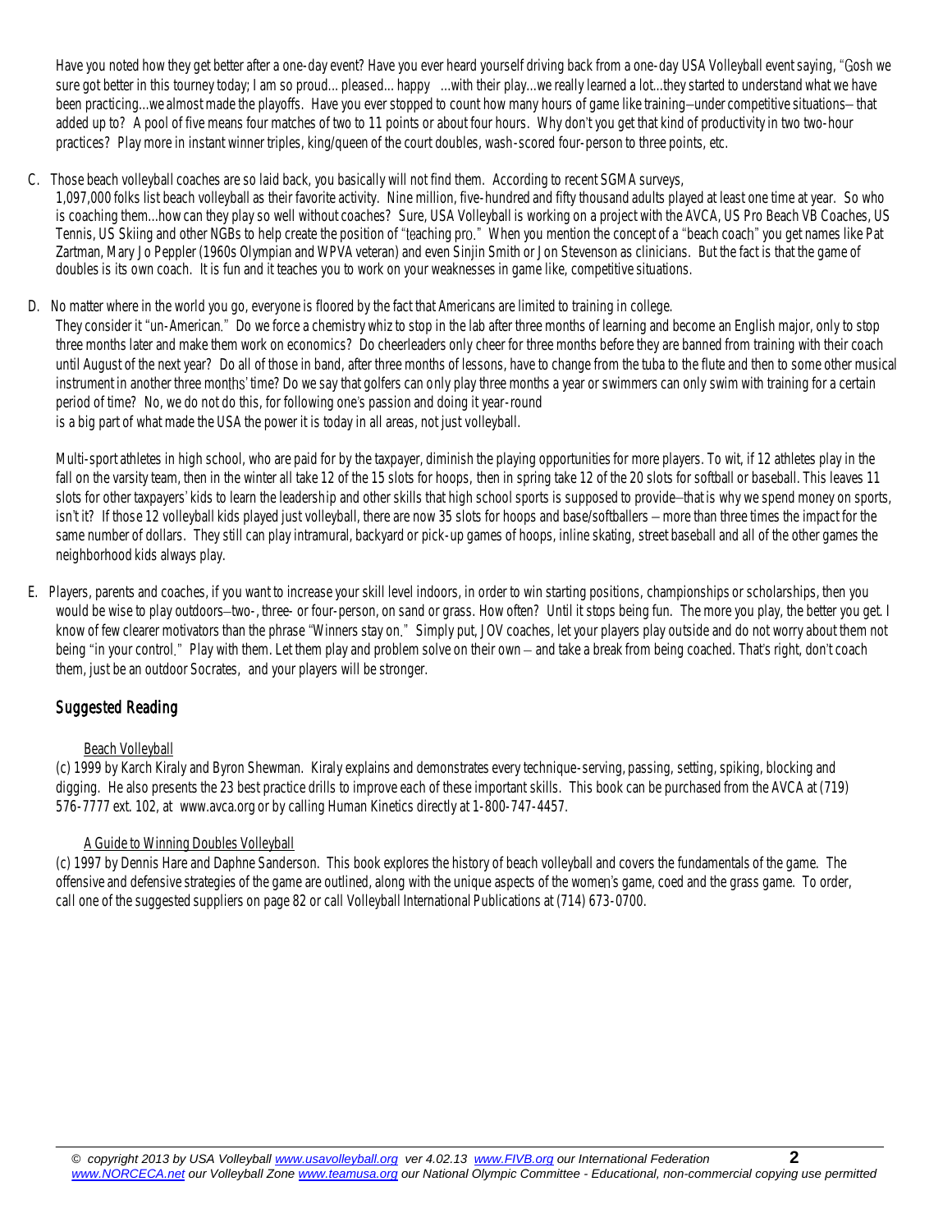Have you noted how they get better after a one-day event? Have you ever heard yourself driving back from a one-day USA Volleyball event saying, "Gosh we sure got better in this tourney today; I am so proud... pleased... happy ...with their play...we really learned a lot...they started to understand what we have been practicing...we almost made the playoffs. Have you ever stopped to count how many hours of game like training—under competitive situations—that added up to? A pool of five means four matches of two to 11 points or about four hours. Why don't you get that kind of productivity in two two-hour practices? Play more in instant winner triples, king/queen of the court doubles, wash-scored four-person to three points, etc.

C. Those beach volleyball coaches are so laid back, you basically will not find them. According to recent SGMA surveys, 1,097,000 folks list beach volleyball as their favorite activity. Nine million, five-hundred and fifty thousand adults played at least one time at year. So who is coaching them...how can they play so well without coaches? Sure, USA Volleyball is working on a project with the AVCA, US Pro Beach VB Coaches, US Tennis, US Skiing and other NGBs to help create the position of "teaching pro." When you mention the concept of a "beach coach" you get names like Pat Zartman, Mary Jo Peppler (1960s Olympian and WPVA veteran) and even Sinjin Smith or Jon Stevenson as clinicians. But the fact is that the game of doubles is its own coach. It is fun and it teaches you to work on your weaknesses in game like, competitive situations.

D. No matter where in the world you go, everyone is floored by the fact that Americans are limited to training in college. They consider it "un-American." Do we force a chemistry whiz to stop in the lab after three months of learning and become an English major, only to stop three months later and make them work on economics? Do cheerleaders only cheer for three months before they are banned from training with their coach until August of the next year? Do all of those in band, after three months of lessons, have to change from the tuba to the flute and then to some other musical instrument in another three months' time? Do we say that golfers can only play three months a year or swimmers can only swim with training for a certain period of time? No, we do not do this, for following one's passion and doing it year-round is a big part of what made the USA the power it is today in all areas, not just volleyball.

Multi-sport athletes in high school, who are paid for by the taxpayer, diminish the playing opportunities for more players. To wit, if 12 athletes play in the fall on the varsity team, then in the winter all take 12 of the 15 slots for hoops, then in spring take 12 of the 20 slots for softball or baseball. This leaves 11 slots for other taxpayers' kids to learn the leadership and other skills that high school sports is supposed to provide—that is why we spend money on sports, isn't it? If those 12 volleyball kids played just volleyball, there are now 35 slots for hoops and base/softballers – more than three times the impact for the same number of dollars. They still can play intramural, backyard or pick-up games of hoops, inline skating, street baseball and all of the other games the neighborhood kids always play.

E. Players, parents and coaches, if you want to increase your skill level indoors, in order to win starting positions, championships or scholarships, then you would be wise to play outdoors—two-, three- or four-person, on sand or grass. How often? Until it stops being fun. The more you play, the better you get. I know of few clearer motivators than the phrase "Winners stay on." Simply put, JOV coaches, let your players play outside and do not worry about them not being "in your control." Play with them. Let them play and problem solve on their own – and take a break from being coached. That's right, don't coach them, just be an outdoor Socrates, and your players will be stronger.

## Suggested Reading

Beach Volleyball

(c) 1999 by Karch Kiraly and Byron Shewman. Kiraly explains and demonstrates every technique-serving, passing, setting, spiking, blocking and digging. He also presents the 23 best practice drills to improve each of these important skills. This book can be purchased from the AVCA at (719) 576-7777 ext. 102, at www.avca.org or by calling Human Kinetics directly at 1-800-747-4457.

A Guide to Winning Doubles Volleyball

(c) 1997 by Dennis Hare and Daphne Sanderson. This book explores the history of beach volleyball and covers the fundamentals of the game. The offensive and defensive strategies of the game are outlined, along with the unique aspects of the women's game, coed and the grass game. To order, call one of the suggested suppliers on page 82 or call Volleyball International Publications at (714) 673-0700.